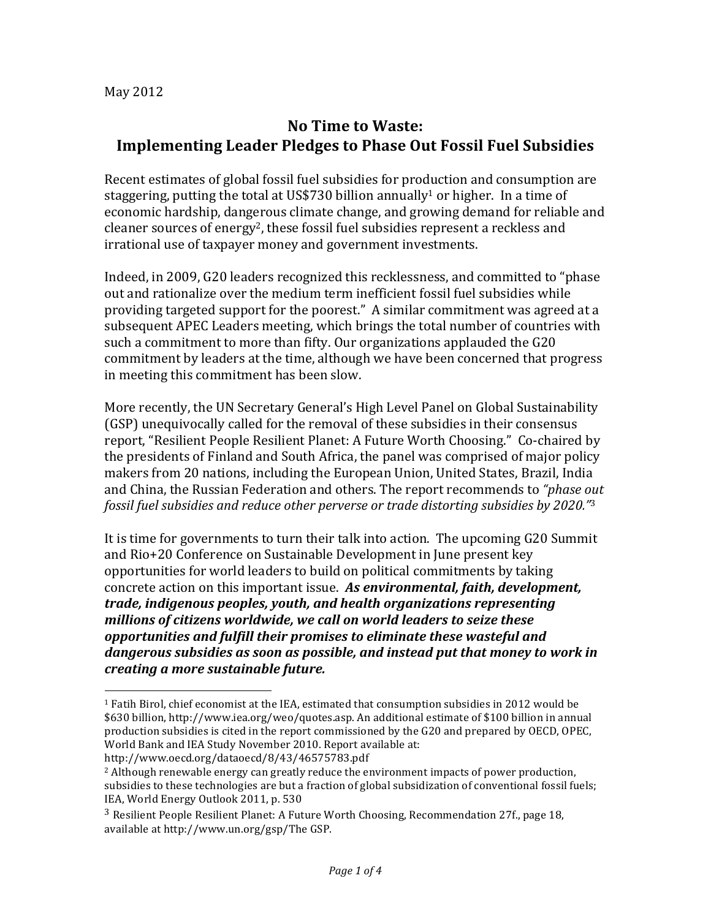May 2012

# No Time to Waste: Implementing Leader Pledges to Phase Out Fossil Fuel Subsidies

Recent estimates of global fossil fuel subsidies for production and consumption are staggering, putting the total at US$730 billion annually[1] or higher. In a time of economic hardship, dangerous climate change, and growing demand for reliable and cleaner sources of energy[2], these fossil fuel subsidies represent a reckless and irrational use of taxpayer money and government investments.

Indeed, in 2009, G20 leaders recognized this recklessness, and committed to "phase out and rationalize over the medium term inefficient fossil fuel subsidies while providing targeted support for the poorest." A similar commitment was agreed at a subsequent APEC Leaders meeting, which brings the total number of countries with such a commitment to more than fifty. Our organizations applauded the G20 commitment by leaders at the time, although we have been concerned that progress in meeting this commitment has been slow.

More recently, the UN Secretary General's High Level Panel on Global Sustainability (GSP) unequivocally called for the removal of these subsidies in their consensus report, "Resilient People Resilient Planet: A Future Worth Choosing." Co-chaired by the presidents of Finland and South Africa, the panel was comprised of major policy makers from 20 nations, including the European Union, United States, Brazil, India and China, the Russian Federation and others. The report recommends to *"phase out fossil fuel subsidies and reduce other perverse or trade distorting subsidies by 2020."*[3]

It is time for governments to turn their talk into action. The upcoming G20 Summit and Rio+20 Conference on Sustainable Development in June present key opportunities for world leaders to build on political commitments by taking concrete action on this important issue. ***As environmental, faith, development, trade, indigenous peoples, youth, and health organizations representing millions of citizens worldwide, we call on world leaders to seize these opportunities and fulfill their promises to eliminate these wasteful and dangerous subsidies as soon as possible, and instead put that money to work in creating a more sustainable future.***

---

[1] Fatih Birol, chief economist at the IEA, estimated that consumption subsidies in 2012 would be $630 billion, http://www.iea.org/weo/quotes.asp. An additional estimate of $100 billion in annual production subsidies is cited in the report commissioned by the G20 and prepared by OECD, OPEC, World Bank and IEA Study November 2010. Report available at: http://www.oecd.org/dataoecd/8/43/46575783.pdf

[2] Although renewable energy can greatly reduce the environment impacts of power production, subsidies to these technologies are but a fraction of global subsidization of conventional fossil fuels; IEA, World Energy Outlook 2011, p. 530

[3] Resilient People Resilient Planet: A Future Worth Choosing, Recommendation 27f., page 18, available at http://www.un.org/gsp/The GSP.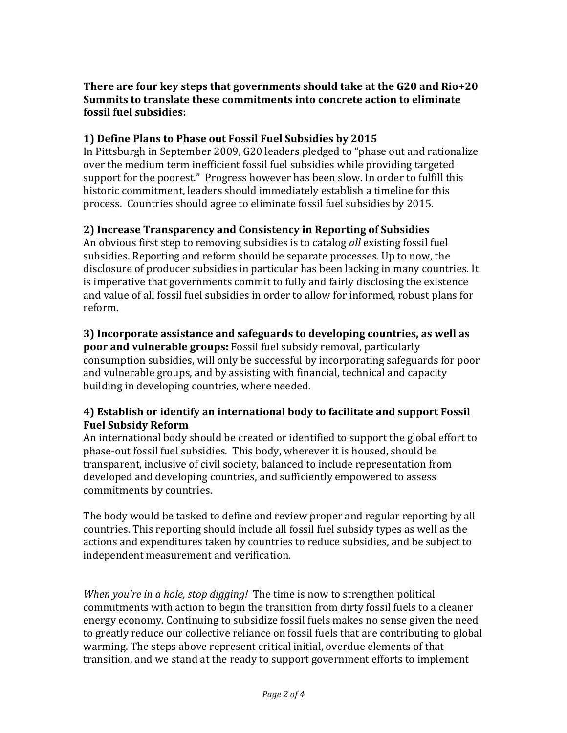**There are four key steps that governments should take at the G20 and Rio+20 Summits to translate these commitments into concrete action to eliminate fossil fuel subsidies:**

**1) Define Plans to Phase out Fossil Fuel Subsidies by 2015**

In Pittsburgh in September 2009, G20 leaders pledged to "phase out and rationalize over the medium term inefficient fossil fuel subsidies while providing targeted support for the poorest." Progress however has been slow. In order to fulfill this historic commitment, leaders should immediately establish a timeline for this process. Countries should agree to eliminate fossil fuel subsidies by 2015.

**2) Increase Transparency and Consistency in Reporting of Subsidies**

An obvious first step to removing subsidies is to catalog *all* existing fossil fuel subsidies. Reporting and reform should be separate processes. Up to now, the disclosure of producer subsidies in particular has been lacking in many countries. It is imperative that governments commit to fully and fairly disclosing the existence and value of all fossil fuel subsidies in order to allow for informed, robust plans for reform.

**3) Incorporate assistance and safeguards to developing countries, as well as poor and vulnerable groups:** Fossil fuel subsidy removal, particularly consumption subsidies, will only be successful by incorporating safeguards for poor and vulnerable groups, and by assisting with financial, technical and capacity building in developing countries, where needed.

**4) Establish or identify an international body to facilitate and support Fossil Fuel Subsidy Reform**

An international body should be created or identified to support the global effort to phase-out fossil fuel subsidies. This body, wherever it is housed, should be transparent, inclusive of civil society, balanced to include representation from developed and developing countries, and sufficiently empowered to assess commitments by countries.

The body would be tasked to define and review proper and regular reporting by all countries. This reporting should include all fossil fuel subsidy types as well as the actions and expenditures taken by countries to reduce subsidies, and be subject to independent measurement and verification.

*When you're in a hole, stop digging!* The time is now to strengthen political commitments with action to begin the transition from dirty fossil fuels to a cleaner energy economy. Continuing to subsidize fossil fuels makes no sense given the need to greatly reduce our collective reliance on fossil fuels that are contributing to global warming. The steps above represent critical initial, overdue elements of that transition, and we stand at the ready to support government efforts to implement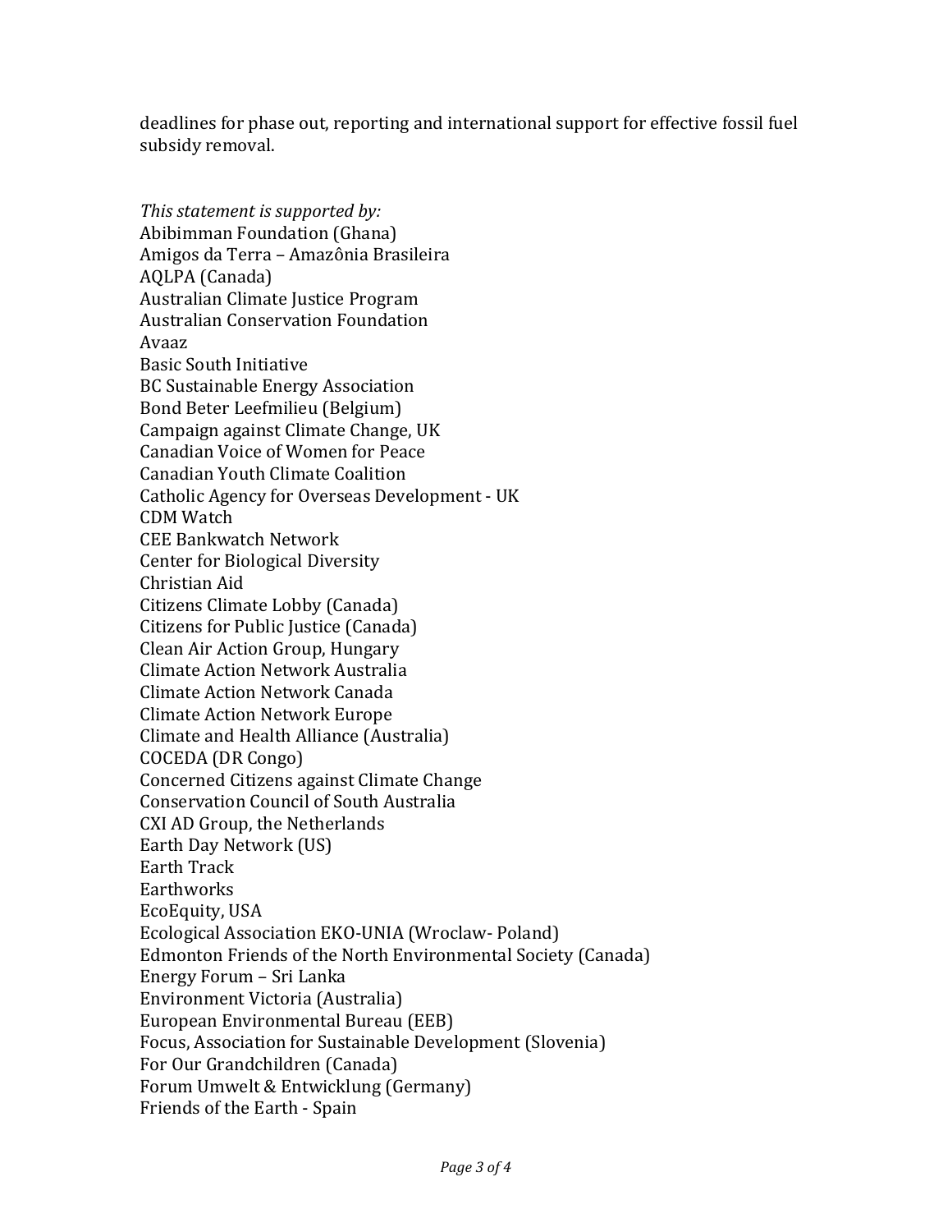deadlines for phase out, reporting and international support for effective fossil fuel subsidy removal.

*This statement is supported by:*

Abibimman Foundation (Ghana)
Amigos da Terra – Amazônia Brasileira
AQLPA (Canada)
Australian Climate Justice Program
Australian Conservation Foundation
Avaaz
Basic South Initiative
BC Sustainable Energy Association
Bond Beter Leefmilieu (Belgium)
Campaign against Climate Change, UK
Canadian Voice of Women for Peace
Canadian Youth Climate Coalition
Catholic Agency for Overseas Development - UK
CDM Watch
CEE Bankwatch Network
Center for Biological Diversity
Christian Aid
Citizens Climate Lobby (Canada)
Citizens for Public Justice (Canada)
Clean Air Action Group, Hungary
Climate Action Network Australia
Climate Action Network Canada
Climate Action Network Europe
Climate and Health Alliance (Australia)
COCEDA (DR Congo)
Concerned Citizens against Climate Change
Conservation Council of South Australia
CXI AD Group, the Netherlands
Earth Day Network (US)
Earth Track
Earthworks
EcoEquity, USA
Ecological Association EKO-UNIA (Wroclaw- Poland)
Edmonton Friends of the North Environmental Society (Canada)
Energy Forum – Sri Lanka
Environment Victoria (Australia)
European Environmental Bureau (EEB)
Focus, Association for Sustainable Development (Slovenia)
For Our Grandchildren (Canada)
Forum Umwelt & Entwicklung (Germany)
Friends of the Earth - Spain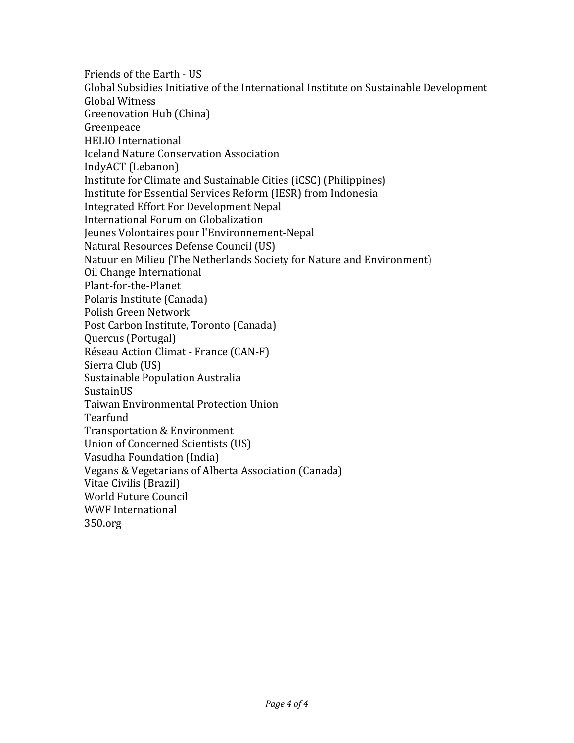Friends of the Earth - US
Global Subsidies Initiative of the International Institute on Sustainable Development
Global Witness
Greenovation Hub (China)
Greenpeace
HELIO International
Iceland Nature Conservation Association
IndyACT (Lebanon)
Institute for Climate and Sustainable Cities (iCSC) (Philippines)
Institute for Essential Services Reform (IESR) from Indonesia
Integrated Effort For Development Nepal
International Forum on Globalization
Jeunes Volontaires pour l'Environnement-Nepal
Natural Resources Defense Council (US)
Natuur en Milieu (The Netherlands Society for Nature and Environment)
Oil Change International
Plant-for-the-Planet
Polaris Institute (Canada)
Polish Green Network
Post Carbon Institute, Toronto (Canada)
Quercus (Portugal)
Réseau Action Climat - France (CAN-F)
Sierra Club (US)
Sustainable Population Australia
SustainUS
Taiwan Environmental Protection Union
Tearfund
Transportation & Environment
Union of Concerned Scientists (US)
Vasudha Foundation (India)
Vegans & Vegetarians of Alberta Association (Canada)
Vitae Civilis (Brazil)
World Future Council
WWF International
350.org